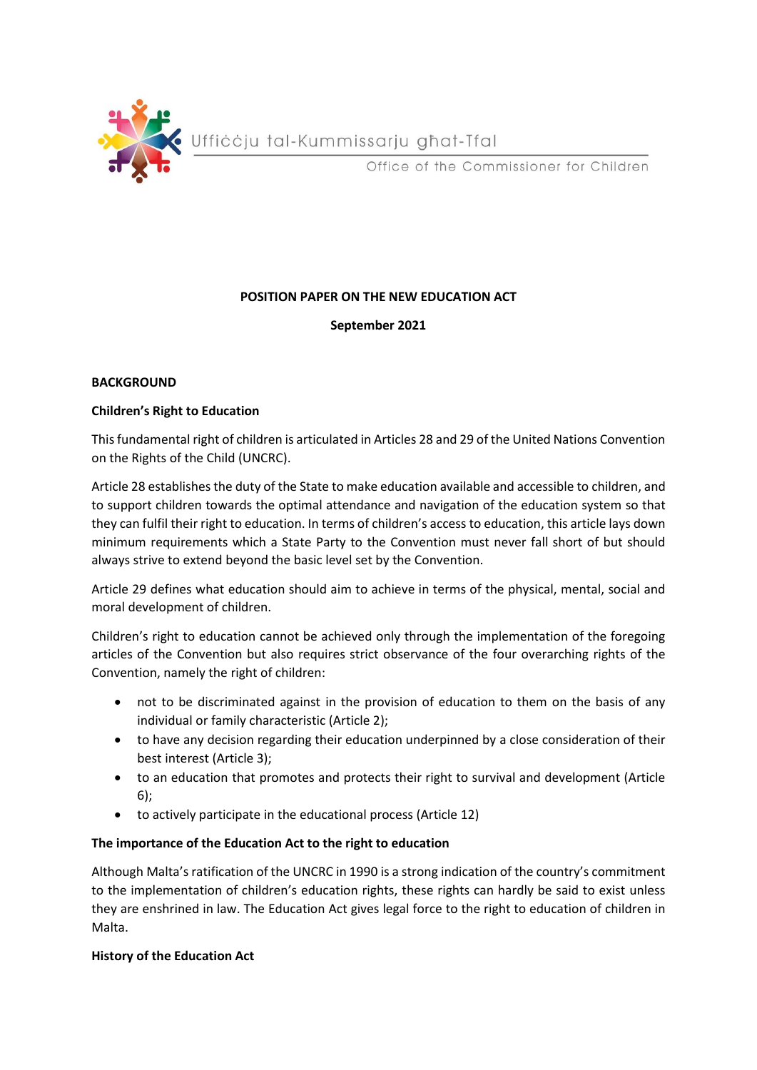Uffiċċju tal-Kummissarju għat-Tfal

Office of the Commissioner for Children

**POSITION PAPER ON THE NEW EDUCATION ACT**

**September 2021**

**BACKGROUND**

**Children's Right to Education**

This fundamental right of children is articulated in Articles 28 and 29 of the United Nations Convention on the Rights of the Child (UNCRC).

Article 28 establishes the duty of the State to make education available and accessible to children, and to support children towards the optimal attendance and navigation of the education system so that they can fulfil their right to education. In terms of children's access to education, this article lays down minimum requirements which a State Party to the Convention must never fall short of but should always strive to extend beyond the basic level set by the Convention.

Article 29 defines what education should aim to achieve in terms of the physical, mental, social and moral development of children.

Children's right to education cannot be achieved only through the implementation of the foregoing articles of the Convention but also requires strict observance of the four overarching rights of the Convention, namely the right of children:

- not to be discriminated against in the provision of education to them on the basis of any individual or family characteristic (Article 2);
- to have any decision regarding their education underpinned by a close consideration of their best interest (Article 3);
- to an education that promotes and protects their right to survival and development (Article 6);
- to actively participate in the educational process (Article 12)

**The importance of the Education Act to the right to education**

Although Malta's ratification of the UNCRC in 1990 is a strong indication of the country's commitment to the implementation of children's education rights, these rights can hardly be said to exist unless they are enshrined in law. The Education Act gives legal force to the right to education of children in Malta.

**History of the Education Act**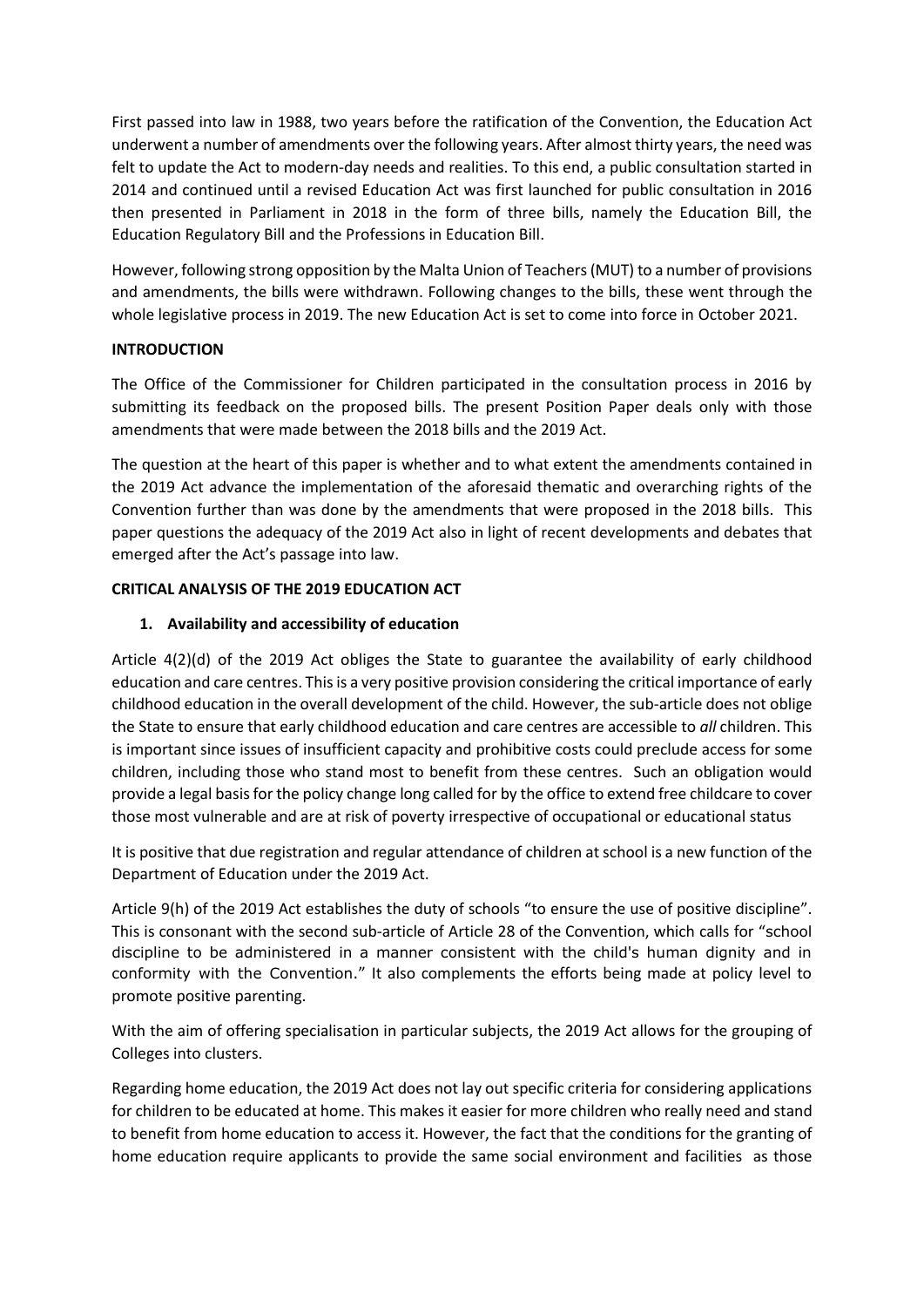First passed into law in 1988, two years before the ratification of the Convention, the Education Act underwent a number of amendments over the following years. After almost thirty years, the need was felt to update the Act to modern-day needs and realities. To this end, a public consultation started in 2014 and continued until a revised Education Act was first launched for public consultation in 2016 then presented in Parliament in 2018 in the form of three bills, namely the Education Bill, the Education Regulatory Bill and the Professions in Education Bill.

However, following strong opposition by the Malta Union of Teachers (MUT) to a number of provisions and amendments, the bills were withdrawn. Following changes to the bills, these went through the whole legislative process in 2019. The new Education Act is set to come into force in October 2021.

**INTRODUCTION**

The Office of the Commissioner for Children participated in the consultation process in 2016 by submitting its feedback on the proposed bills. The present Position Paper deals only with those amendments that were made between the 2018 bills and the 2019 Act.

The question at the heart of this paper is whether and to what extent the amendments contained in the 2019 Act advance the implementation of the aforesaid thematic and overarching rights of the Convention further than was done by the amendments that were proposed in the 2018 bills. This paper questions the adequacy of the 2019 Act also in light of recent developments and debates that emerged after the Act's passage into law.

**CRITICAL ANALYSIS OF THE 2019 EDUCATION ACT**

1. **Availability and accessibility of education**

Article 4(2)(d) of the 2019 Act obliges the State to guarantee the availability of early childhood education and care centres. This is a very positive provision considering the critical importance of early childhood education in the overall development of the child. However, the sub-article does not oblige the State to ensure that early childhood education and care centres are accessible to *all* children. This is important since issues of insufficient capacity and prohibitive costs could preclude access for some children, including those who stand most to benefit from these centres. Such an obligation would provide a legal basis for the policy change long called for by the office to extend free childcare to cover those most vulnerable and are at risk of poverty irrespective of occupational or educational status

It is positive that due registration and regular attendance of children at school is a new function of the Department of Education under the 2019 Act.

Article 9(h) of the 2019 Act establishes the duty of schools "to ensure the use of positive discipline". This is consonant with the second sub-article of Article 28 of the Convention, which calls for "school discipline to be administered in a manner consistent with the child's human dignity and in conformity with the Convention." It also complements the efforts being made at policy level to promote positive parenting.

With the aim of offering specialisation in particular subjects, the 2019 Act allows for the grouping of Colleges into clusters.

Regarding home education, the 2019 Act does not lay out specific criteria for considering applications for children to be educated at home. This makes it easier for more children who really need and stand to benefit from home education to access it. However, the fact that the conditions for the granting of home education require applicants to provide the same social environment and facilities as those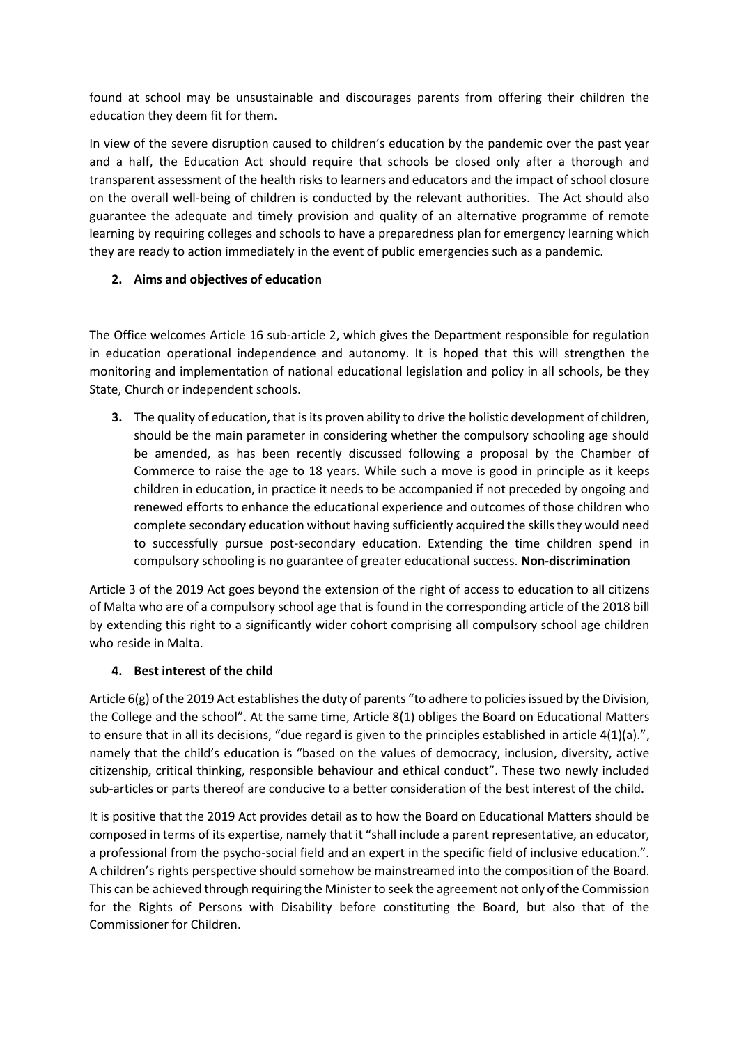found at school may be unsustainable and discourages parents from offering their children the education they deem fit for them.

In view of the severe disruption caused to children's education by the pandemic over the past year and a half, the Education Act should require that schools be closed only after a thorough and transparent assessment of the health risks to learners and educators and the impact of school closure on the overall well-being of children is conducted by the relevant authorities. The Act should also guarantee the adequate and timely provision and quality of an alternative programme of remote learning by requiring colleges and schools to have a preparedness plan for emergency learning which they are ready to action immediately in the event of public emergencies such as a pandemic.

## 2. Aims and objectives of education

The Office welcomes Article 16 sub-article 2, which gives the Department responsible for regulation in education operational independence and autonomy. It is hoped that this will strengthen the monitoring and implementation of national educational legislation and policy in all schools, be they State, Church or independent schools.

3. The quality of education, that is its proven ability to drive the holistic development of children, should be the main parameter in considering whether the compulsory schooling age should be amended, as has been recently discussed following a proposal by the Chamber of Commerce to raise the age to 18 years. While such a move is good in principle as it keeps children in education, in practice it needs to be accompanied if not preceded by ongoing and renewed efforts to enhance the educational experience and outcomes of those children who complete secondary education without having sufficiently acquired the skills they would need to successfully pursue post-secondary education. Extending the time children spend in compulsory schooling is no guarantee of greater educational success. **Non-discrimination**

Article 3 of the 2019 Act goes beyond the extension of the right of access to education to all citizens of Malta who are of a compulsory school age that is found in the corresponding article of the 2018 bill by extending this right to a significantly wider cohort comprising all compulsory school age children who reside in Malta.

## 4. Best interest of the child

Article 6(g) of the 2019 Act establishes the duty of parents "to adhere to policies issued by the Division, the College and the school". At the same time, Article 8(1) obliges the Board on Educational Matters to ensure that in all its decisions, "due regard is given to the principles established in article 4(1)(a).", namely that the child's education is "based on the values of democracy, inclusion, diversity, active citizenship, critical thinking, responsible behaviour and ethical conduct". These two newly included sub-articles or parts thereof are conducive to a better consideration of the best interest of the child.

It is positive that the 2019 Act provides detail as to how the Board on Educational Matters should be composed in terms of its expertise, namely that it "shall include a parent representative, an educator, a professional from the psycho-social field and an expert in the specific field of inclusive education.". A children's rights perspective should somehow be mainstreamed into the composition of the Board. This can be achieved through requiring the Minister to seek the agreement not only of the Commission for the Rights of Persons with Disability before constituting the Board, but also that of the Commissioner for Children.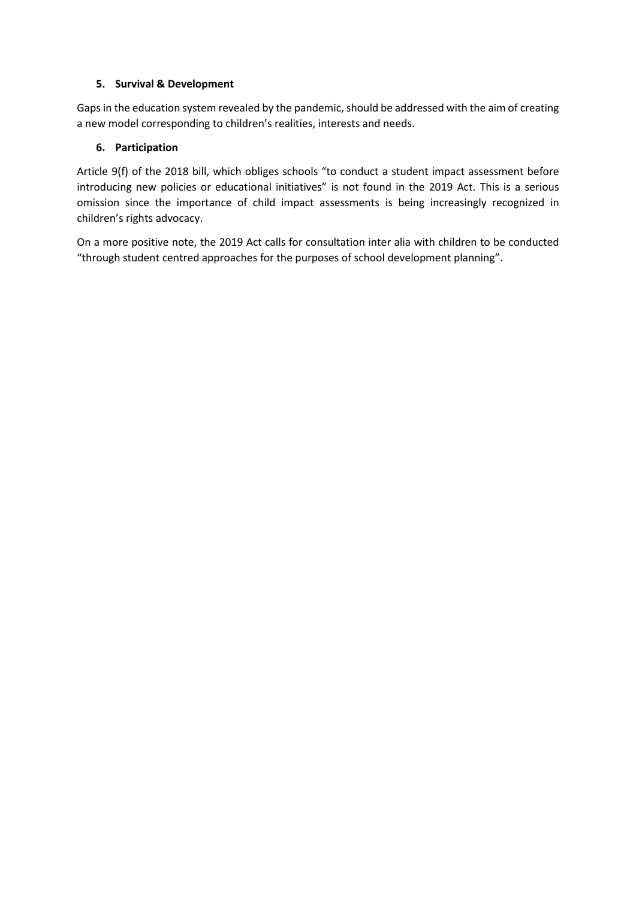5. **Survival & Development**

Gaps in the education system revealed by the pandemic, should be addressed with the aim of creating a new model corresponding to children's realities, interests and needs.

6. **Participation**

Article 9(f) of the 2018 bill, which obliges schools "to conduct a student impact assessment before introducing new policies or educational initiatives" is not found in the 2019 Act. This is a serious omission since the importance of child impact assessments is being increasingly recognized in children's rights advocacy.

On a more positive note, the 2019 Act calls for consultation inter alia with children to be conducted "through student centred approaches for the purposes of school development planning".